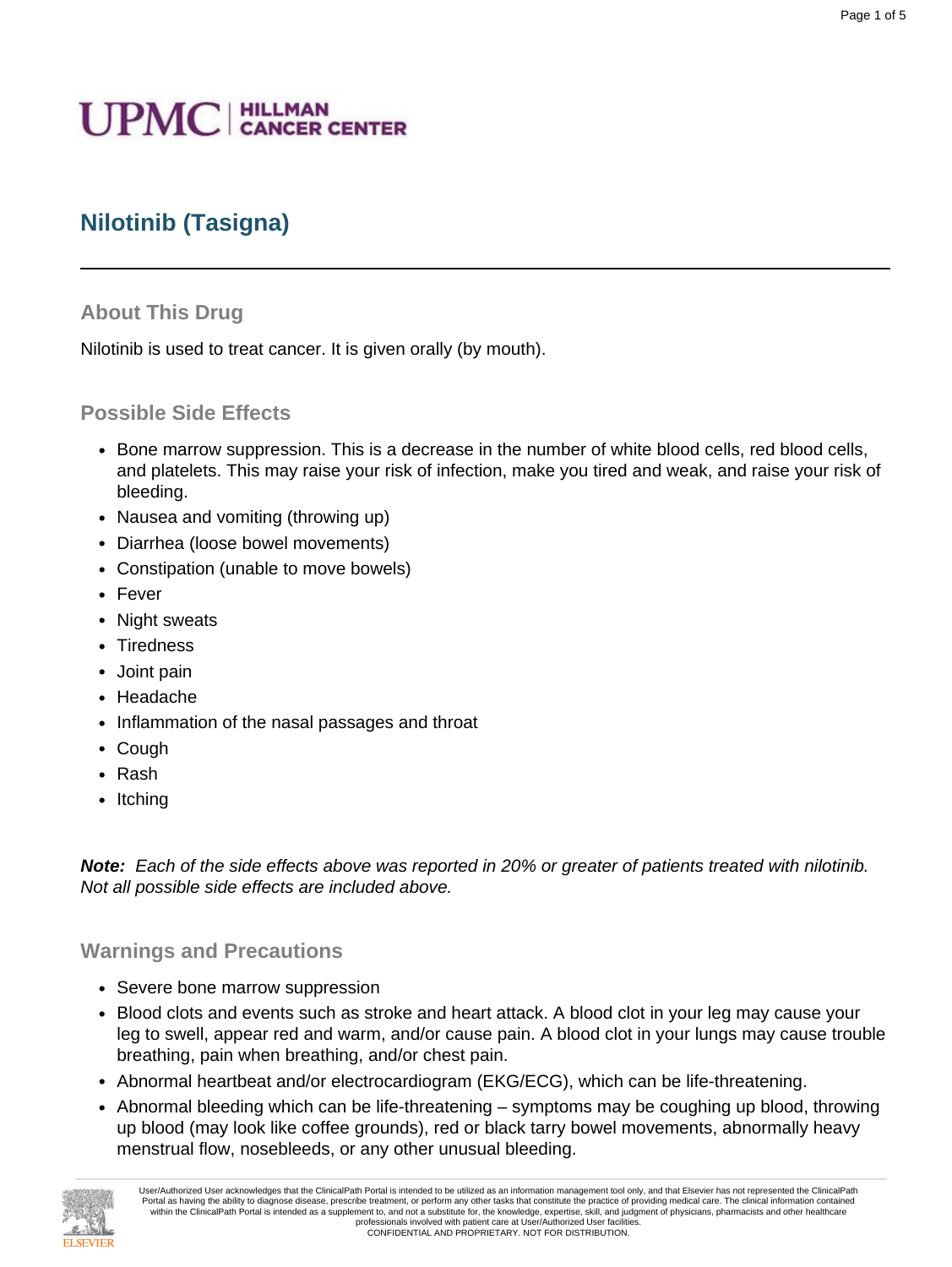UPMC | HILLMAN CANCER CENTER

# Nilotinib (Tasigna)

## About This Drug

Nilotinib is used to treat cancer. It is given orally (by mouth).

## Possible Side Effects

- Bone marrow suppression. This is a decrease in the number of white blood cells, red blood cells, and platelets. This may raise your risk of infection, make you tired and weak, and raise your risk of bleeding.
- Nausea and vomiting (throwing up)
- Diarrhea (loose bowel movements)
- Constipation (unable to move bowels)
- Fever
- Night sweats
- Tiredness
- Joint pain
- Headache
- Inflammation of the nasal passages and throat
- Cough
- Rash
- Itching

***Note:*** *Each of the side effects above was reported in 20% or greater of patients treated with nilotinib. Not all possible side effects are included above.*

## Warnings and Precautions

- Severe bone marrow suppression
- Blood clots and events such as stroke and heart attack. A blood clot in your leg may cause your leg to swell, appear red and warm, and/or cause pain. A blood clot in your lungs may cause trouble breathing, pain when breathing, and/or chest pain.
- Abnormal heartbeat and/or electrocardiogram (EKG/ECG), which can be life-threatening.
- Abnormal bleeding which can be life-threatening – symptoms may be coughing up blood, throwing up blood (may look like coffee grounds), red or black tarry bowel movements, abnormally heavy menstrual flow, nosebleeds, or any other unusual bleeding.

User/Authorized User acknowledges that the ClinicalPath Portal is intended to be utilized as an information management tool only, and that Elsevier has not represented the ClinicalPath Portal as having the ability to diagnose disease, prescribe treatment, or perform any other tasks that constitute the practice of providing medical care. The clinical information contained within the ClinicalPath Portal is intended as a supplement to, and not a substitute for, the knowledge, expertise, skill, and judgment of physicians, pharmacists and other healthcare professionals involved with patient care at User/Authorized User facilities.
CONFIDENTIAL AND PROPRIETARY. NOT FOR DISTRIBUTION.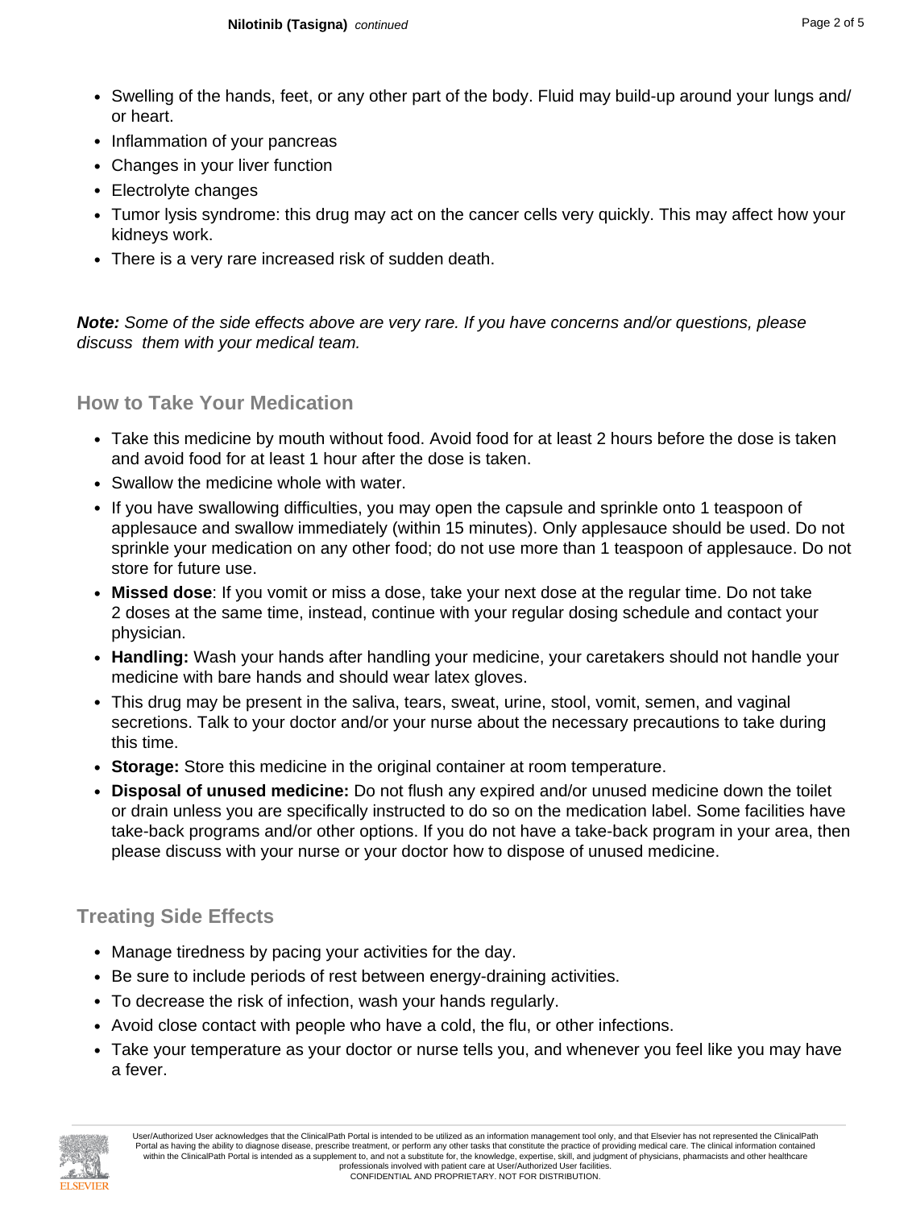- Swelling of the hands, feet, or any other part of the body. Fluid may build-up around your lungs and/ or heart.
- Inflammation of your pancreas
- Changes in your liver function
- Electrolyte changes
- Tumor lysis syndrome: this drug may act on the cancer cells very quickly. This may affect how your kidneys work.
- There is a very rare increased risk of sudden death.

***Note:*** *Some of the side effects above are very rare. If you have concerns and/or questions, please discuss them with your medical team.*

## How to Take Your Medication

- Take this medicine by mouth without food. Avoid food for at least 2 hours before the dose is taken and avoid food for at least 1 hour after the dose is taken.
- Swallow the medicine whole with water.
- If you have swallowing difficulties, you may open the capsule and sprinkle onto 1 teaspoon of applesauce and swallow immediately (within 15 minutes). Only applesauce should be used. Do not sprinkle your medication on any other food; do not use more than 1 teaspoon of applesauce. Do not store for future use.
- **Missed dose**: If you vomit or miss a dose, take your next dose at the regular time. Do not take 2 doses at the same time, instead, continue with your regular dosing schedule and contact your physician.
- **Handling:** Wash your hands after handling your medicine, your caretakers should not handle your medicine with bare hands and should wear latex gloves.
- This drug may be present in the saliva, tears, sweat, urine, stool, vomit, semen, and vaginal secretions. Talk to your doctor and/or your nurse about the necessary precautions to take during this time.
- **Storage:** Store this medicine in the original container at room temperature.
- **Disposal of unused medicine:** Do not flush any expired and/or unused medicine down the toilet or drain unless you are specifically instructed to do so on the medication label. Some facilities have take-back programs and/or other options. If you do not have a take-back program in your area, then please discuss with your nurse or your doctor how to dispose of unused medicine.

## Treating Side Effects

- Manage tiredness by pacing your activities for the day.
- Be sure to include periods of rest between energy-draining activities.
- To decrease the risk of infection, wash your hands regularly.
- Avoid close contact with people who have a cold, the flu, or other infections.
- Take your temperature as your doctor or nurse tells you, and whenever you feel like you may have a fever.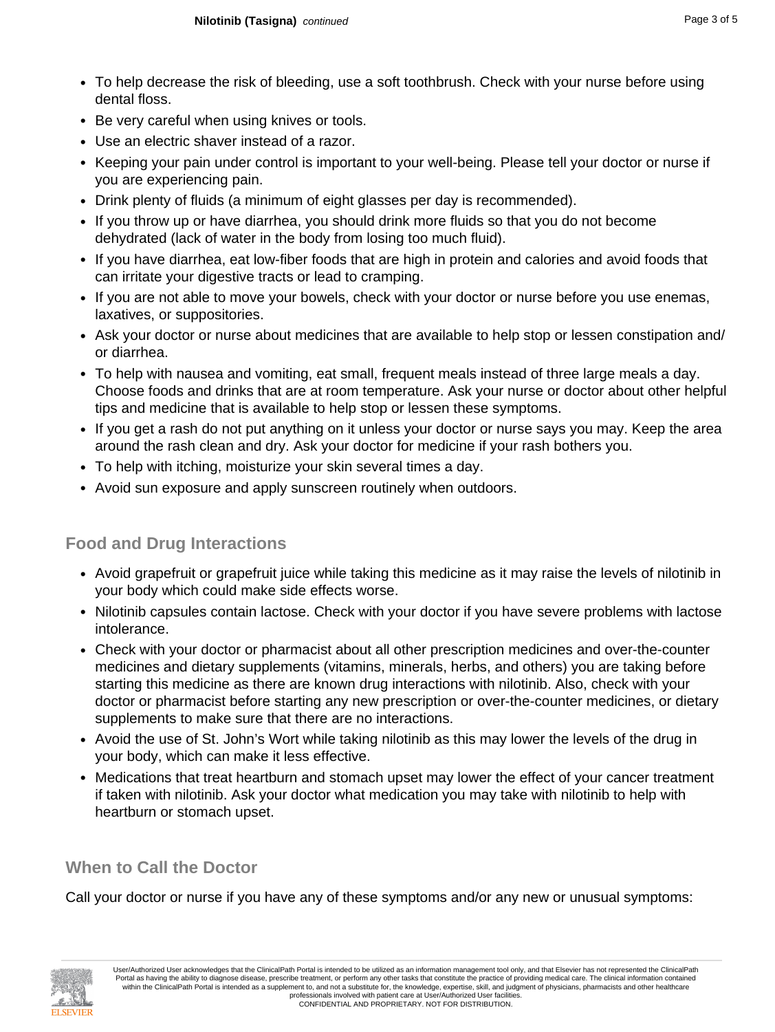- To help decrease the risk of bleeding, use a soft toothbrush. Check with your nurse before using dental floss.
- Be very careful when using knives or tools.
- Use an electric shaver instead of a razor.
- Keeping your pain under control is important to your well-being. Please tell your doctor or nurse if you are experiencing pain.
- Drink plenty of fluids (a minimum of eight glasses per day is recommended).
- If you throw up or have diarrhea, you should drink more fluids so that you do not become dehydrated (lack of water in the body from losing too much fluid).
- If you have diarrhea, eat low-fiber foods that are high in protein and calories and avoid foods that can irritate your digestive tracts or lead to cramping.
- If you are not able to move your bowels, check with your doctor or nurse before you use enemas, laxatives, or suppositories.
- Ask your doctor or nurse about medicines that are available to help stop or lessen constipation and/or diarrhea.
- To help with nausea and vomiting, eat small, frequent meals instead of three large meals a day. Choose foods and drinks that are at room temperature. Ask your nurse or doctor about other helpful tips and medicine that is available to help stop or lessen these symptoms.
- If you get a rash do not put anything on it unless your doctor or nurse says you may. Keep the area around the rash clean and dry. Ask your doctor for medicine if your rash bothers you.
- To help with itching, moisturize your skin several times a day.
- Avoid sun exposure and apply sunscreen routinely when outdoors.

## Food and Drug Interactions

- Avoid grapefruit or grapefruit juice while taking this medicine as it may raise the levels of nilotinib in your body which could make side effects worse.
- Nilotinib capsules contain lactose. Check with your doctor if you have severe problems with lactose intolerance.
- Check with your doctor or pharmacist about all other prescription medicines and over-the-counter medicines and dietary supplements (vitamins, minerals, herbs, and others) you are taking before starting this medicine as there are known drug interactions with nilotinib. Also, check with your doctor or pharmacist before starting any new prescription or over-the-counter medicines, or dietary supplements to make sure that there are no interactions.
- Avoid the use of St. John's Wort while taking nilotinib as this may lower the levels of the drug in your body, which can make it less effective.
- Medications that treat heartburn and stomach upset may lower the effect of your cancer treatment if taken with nilotinib. Ask your doctor what medication you may take with nilotinib to help with heartburn or stomach upset.

## When to Call the Doctor

Call your doctor or nurse if you have any of these symptoms and/or any new or unusual symptoms: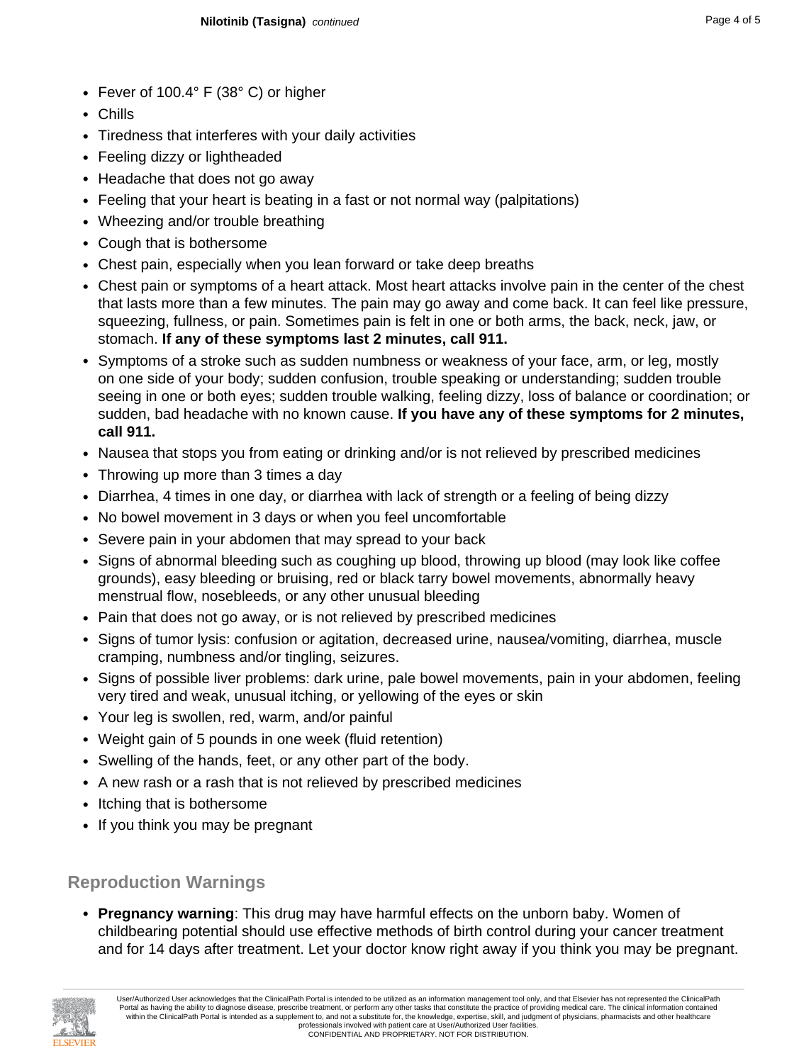- Fever of 100.4° F (38° C) or higher
- Chills
- Tiredness that interferes with your daily activities
- Feeling dizzy or lightheaded
- Headache that does not go away
- Feeling that your heart is beating in a fast or not normal way (palpitations)
- Wheezing and/or trouble breathing
- Cough that is bothersome
- Chest pain, especially when you lean forward or take deep breaths
- Chest pain or symptoms of a heart attack. Most heart attacks involve pain in the center of the chest that lasts more than a few minutes. The pain may go away and come back. It can feel like pressure, squeezing, fullness, or pain. Sometimes pain is felt in one or both arms, the back, neck, jaw, or stomach. **If any of these symptoms last 2 minutes, call 911.**
- Symptoms of a stroke such as sudden numbness or weakness of your face, arm, or leg, mostly on one side of your body; sudden confusion, trouble speaking or understanding; sudden trouble seeing in one or both eyes; sudden trouble walking, feeling dizzy, loss of balance or coordination; or sudden, bad headache with no known cause. **If you have any of these symptoms for 2 minutes, call 911.**
- Nausea that stops you from eating or drinking and/or is not relieved by prescribed medicines
- Throwing up more than 3 times a day
- Diarrhea, 4 times in one day, or diarrhea with lack of strength or a feeling of being dizzy
- No bowel movement in 3 days or when you feel uncomfortable
- Severe pain in your abdomen that may spread to your back
- Signs of abnormal bleeding such as coughing up blood, throwing up blood (may look like coffee grounds), easy bleeding or bruising, red or black tarry bowel movements, abnormally heavy menstrual flow, nosebleeds, or any other unusual bleeding
- Pain that does not go away, or is not relieved by prescribed medicines
- Signs of tumor lysis: confusion or agitation, decreased urine, nausea/vomiting, diarrhea, muscle cramping, numbness and/or tingling, seizures.
- Signs of possible liver problems: dark urine, pale bowel movements, pain in your abdomen, feeling very tired and weak, unusual itching, or yellowing of the eyes or skin
- Your leg is swollen, red, warm, and/or painful
- Weight gain of 5 pounds in one week (fluid retention)
- Swelling of the hands, feet, or any other part of the body.
- A new rash or a rash that is not relieved by prescribed medicines
- Itching that is bothersome
- If you think you may be pregnant

## Reproduction Warnings

- **Pregnancy warning**: This drug may have harmful effects on the unborn baby. Women of childbearing potential should use effective methods of birth control during your cancer treatment and for 14 days after treatment. Let your doctor know right away if you think you may be pregnant.

User/Authorized User acknowledges that the ClinicalPath Portal is intended to be utilized as an information management tool only, and that Elsevier has not represented the ClinicalPath Portal as having the ability to diagnose disease, prescribe treatment, or perform any other tasks that constitute the practice of providing medical care. The clinical information contained within the ClinicalPath Portal is intended as a supplement to, and not a substitute for, the knowledge, expertise, skill, and judgment of physicians, pharmacists and other healthcare professionals involved with patient care at User/Authorized User facilities.
CONFIDENTIAL AND PROPRIETARY. NOT FOR DISTRIBUTION.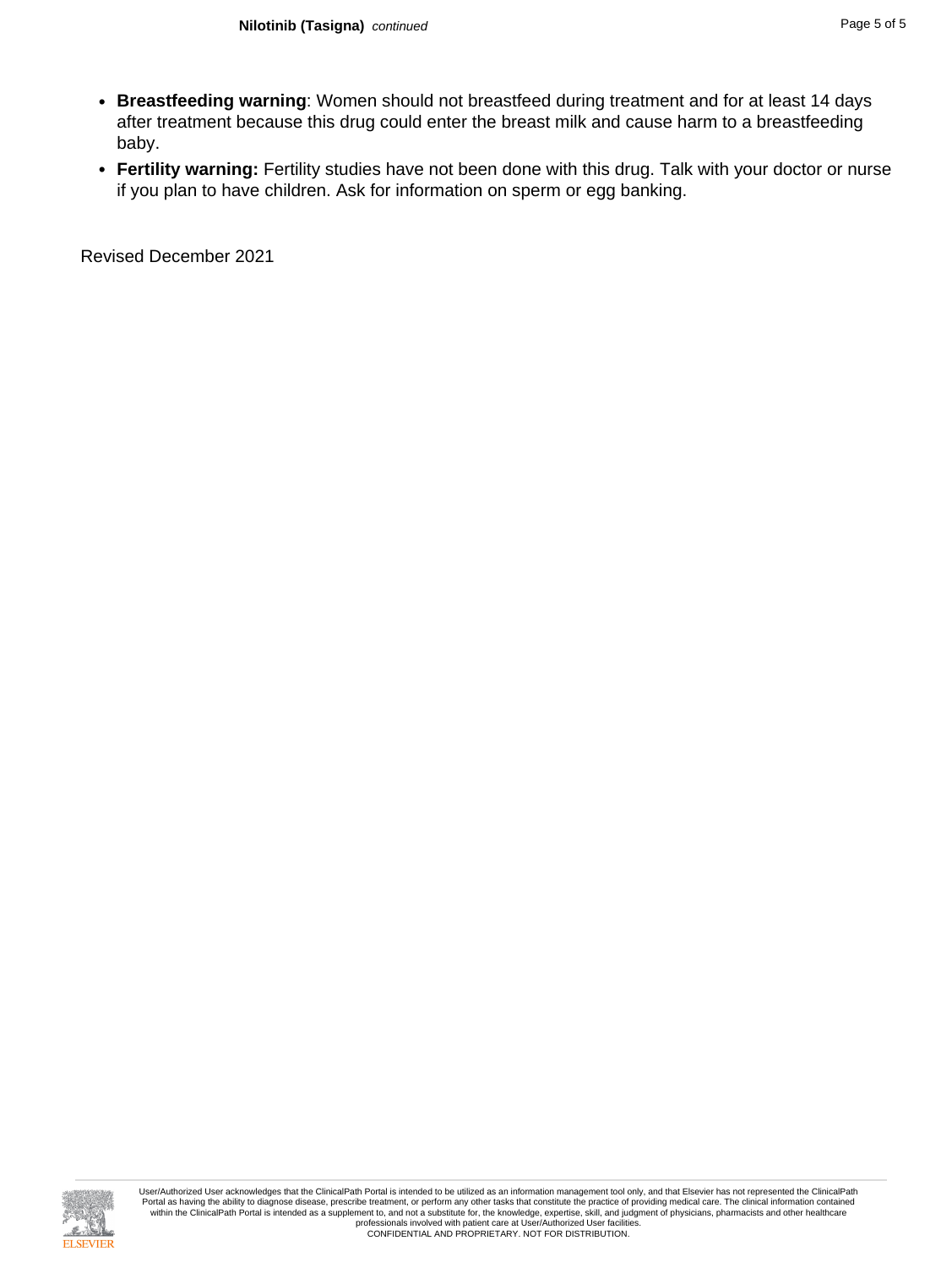- **Breastfeeding warning**: Women should not breastfeed during treatment and for at least 14 days after treatment because this drug could enter the breast milk and cause harm to a breastfeeding baby.
- **Fertility warning:** Fertility studies have not been done with this drug. Talk with your doctor or nurse if you plan to have children. Ask for information on sperm or egg banking.

Revised December 2021

User/Authorized User acknowledges that the ClinicalPath Portal is intended to be utilized as an information management tool only, and that Elsevier has not represented the ClinicalPath Portal as having the ability to diagnose disease, prescribe treatment, or perform any other tasks that constitute the practice of providing medical care. The clinical information contained within the ClinicalPath Portal is intended as a supplement to, and not a substitute for, the knowledge, expertise, skill, and judgment of physicians, pharmacists and other healthcare professionals involved with patient care at User/Authorized User facilities.
CONFIDENTIAL AND PROPRIETARY. NOT FOR DISTRIBUTION.